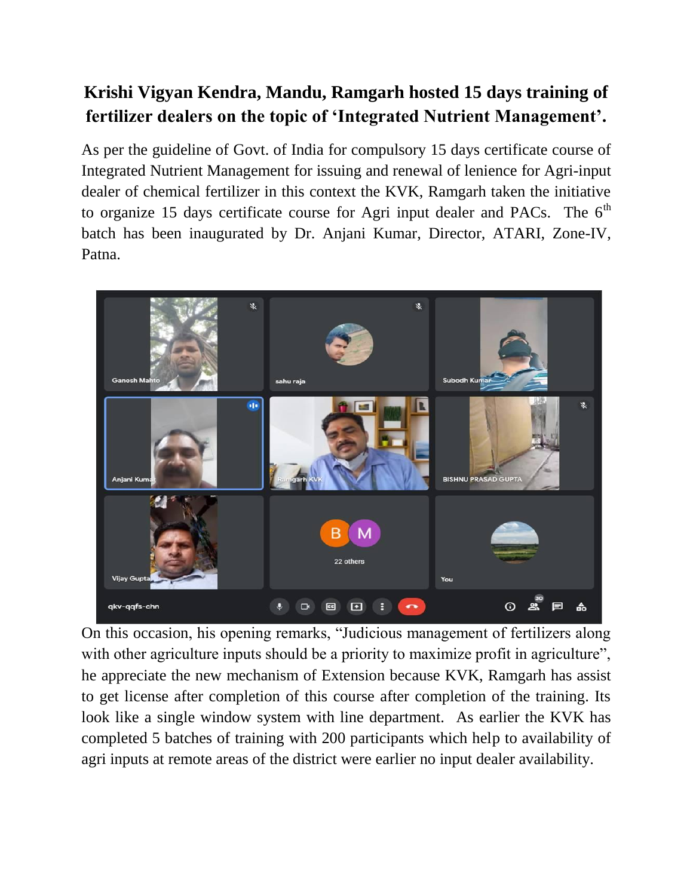# Krishi Vigyan Kendra, Mandu, Ramgarh hosted 15 days training of fertilizer dealers on the topic of 'Integrated Nutrient Management'.

As per the guideline of Govt. of India for compulsory 15 days certificate course of Integrated Nutrient Management for issuing and renewal of lenience for Agri-input dealer of chemical fertilizer in this context the KVK, Ramgarh taken the initiative to organize 15 days certificate course for Agri input dealer and PACs. The 6th batch has been inaugurated by Dr. Anjani Kumar, Director, ATARI, Zone-IV, Patna.

On this occasion, his opening remarks, "Judicious management of fertilizers along with other agriculture inputs should be a priority to maximize profit in agriculture", he appreciate the new mechanism of Extension because KVK, Ramgarh has assist to get license after completion of this course after completion of the training. Its look like a single window system with line department. As earlier the KVK has completed 5 batches of training with 200 participants which help to availability of agri inputs at remote areas of the district were earlier no input dealer availability.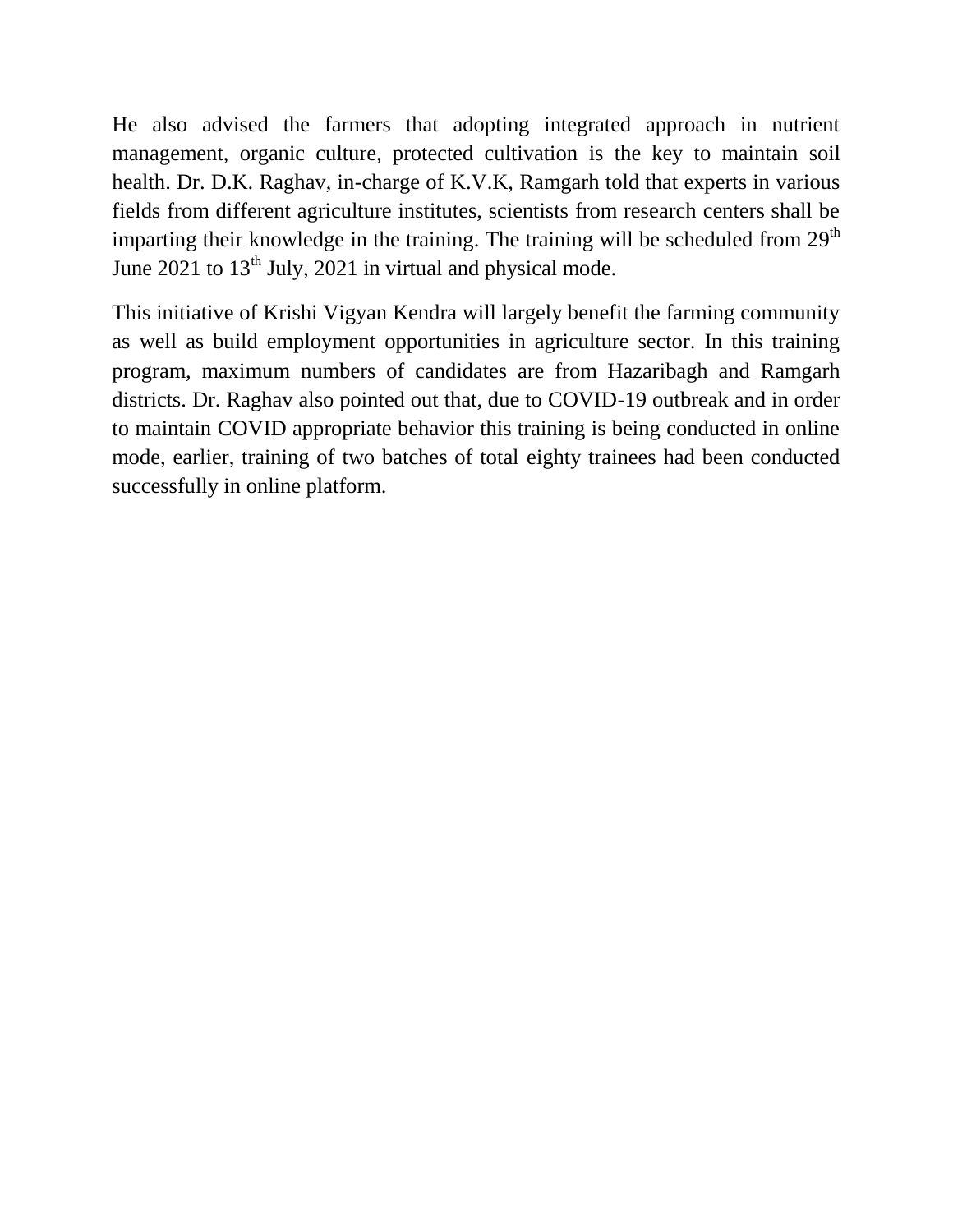He also advised the farmers that adopting integrated approach in nutrient management, organic culture, protected cultivation is the key to maintain soil health. Dr. D.K. Raghav, in-charge of K.V.K, Ramgarh told that experts in various fields from different agriculture institutes, scientists from research centers shall be imparting their knowledge in the training. The training will be scheduled from 29th June 2021 to 13th July, 2021 in virtual and physical mode.

This initiative of Krishi Vigyan Kendra will largely benefit the farming community as well as build employment opportunities in agriculture sector. In this training program, maximum numbers of candidates are from Hazaribagh and Ramgarh districts. Dr. Raghav also pointed out that, due to COVID-19 outbreak and in order to maintain COVID appropriate behavior this training is being conducted in online mode, earlier, training of two batches of total eighty trainees had been conducted successfully in online platform.